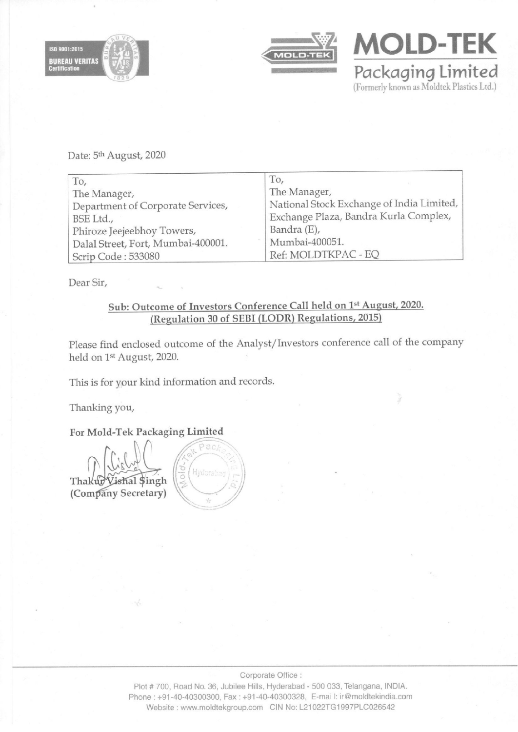**MOLD-TEK**

**Packaging Limited**

(Formerly known as Moldtek Plastics Ltd.)

Date: 5th August, 2020

| To, | To, |
|---|---|
| The Manager, | The Manager, |
| Department of Corporate Services, | National Stock Exchange of India Limited, |
| BSE Ltd., | Exchange Plaza, Bandra Kurla Complex, |
| Phiroze Jeejeebhoy Towers, | Bandra (E), |
| Dalal Street, Fort, Mumbai-400001. | Mumbai-400051. |
| Scrip Code : 533080 | Ref: MOLDTKPAC - EQ |

Dear Sir,

**Sub: Outcome of Investors Conference Call held on 1st August, 2020. (Regulation 30 of SEBI (LODR) Regulations, 2015)**

Please find enclosed outcome of the Analyst/Investors conference call of the company held on 1st August, 2020.

This is for your kind information and records.

Thanking you,

**For Mold-Tek Packaging Limited**

**Thakur Vishal Singh**
**(Company Secretary)**

Corporate Office :
Plot # 700, Road No. 36, Jubilee Hills, Hyderabad - 500 033, Telangana, INDIA.
Phone : +91-40-40300300, Fax : +91-40-40300328, E-mail: ir@moldtekindia.com
Website : www.moldtekgroup.com CIN No: L21022TG1997PLC026542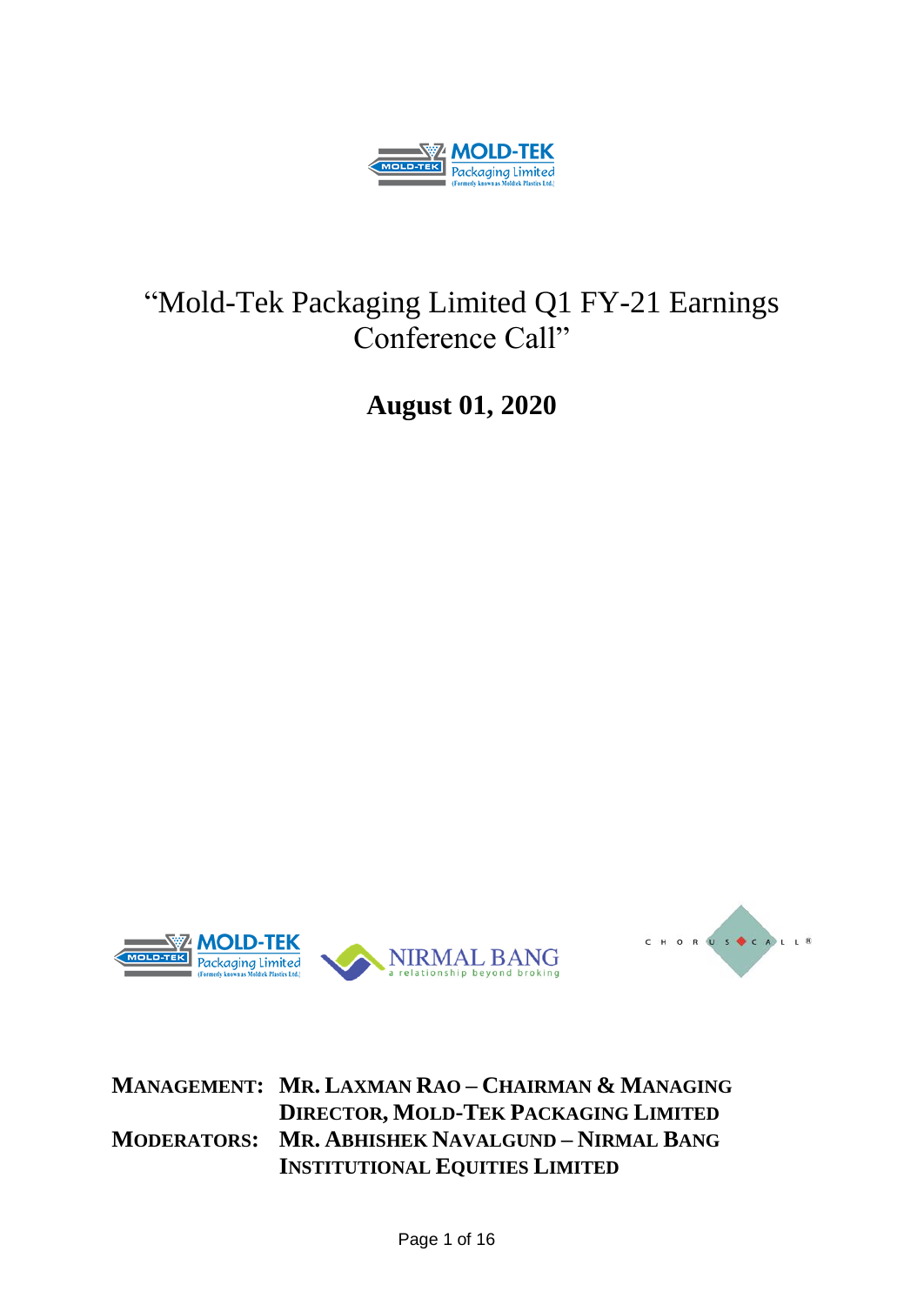# "Mold-Tek Packaging Limited Q1 FY-21 Earnings Conference Call"

## August 01, 2020

**MANAGEMENT:** **MR. LAXMAN RAO – CHAIRMAN & MANAGING DIRECTOR, MOLD-TEK PACKAGING LIMITED**

**MODERATORS:** **MR. ABHISHEK NAVALGUND – NIRMAL BANG INSTITUTIONAL EQUITIES LIMITED**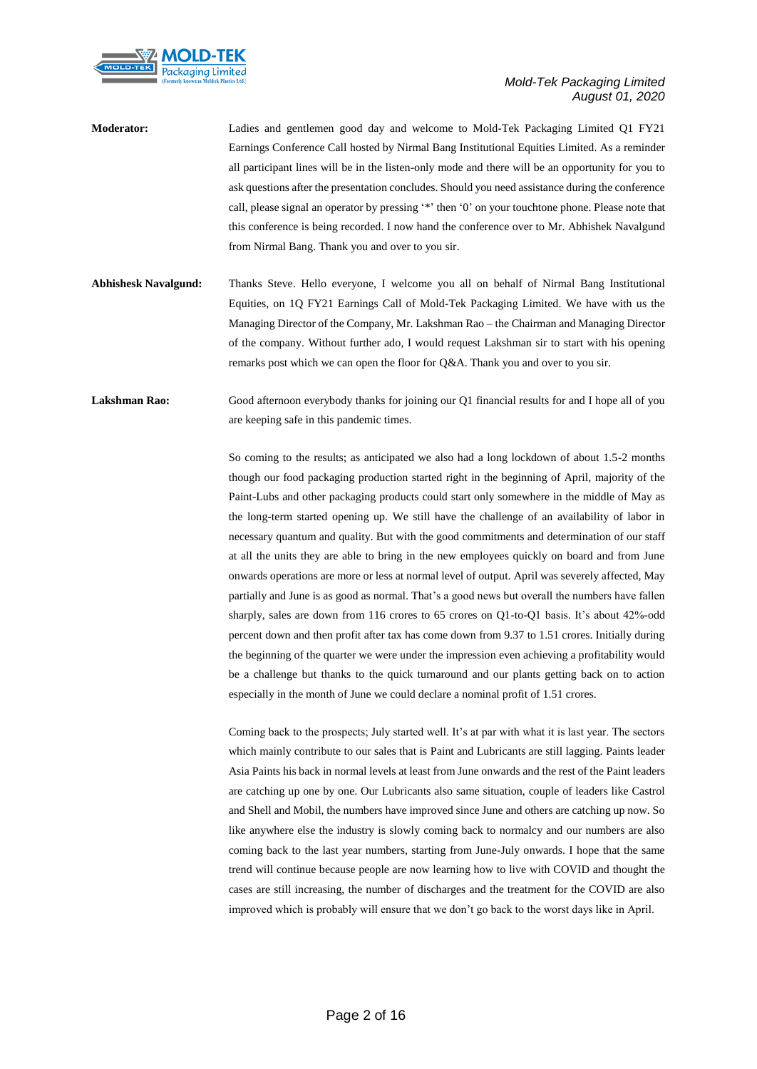**Moderator:** Ladies and gentlemen good day and welcome to Mold-Tek Packaging Limited Q1 FY21 Earnings Conference Call hosted by Nirmal Bang Institutional Equities Limited. As a reminder all participant lines will be in the listen-only mode and there will be an opportunity for you to ask questions after the presentation concludes. Should you need assistance during the conference call, please signal an operator by pressing '*' then '0' on your touchtone phone. Please note that this conference is being recorded. I now hand the conference over to Mr. Abhishek Navalgund from Nirmal Bang. Thank you and over to you sir.

**Abhishesk Navalgund:** Thanks Steve. Hello everyone, I welcome you all on behalf of Nirmal Bang Institutional Equities, on 1Q FY21 Earnings Call of Mold-Tek Packaging Limited. We have with us the Managing Director of the Company, Mr. Lakshman Rao – the Chairman and Managing Director of the company. Without further ado, I would request Lakshman sir to start with his opening remarks post which we can open the floor for Q&A. Thank you and over to you sir.

**Lakshman Rao:** Good afternoon everybody thanks for joining our Q1 financial results for and I hope all of you are keeping safe in this pandemic times.

So coming to the results; as anticipated we also had a long lockdown of about 1.5-2 months though our food packaging production started right in the beginning of April, majority of the Paint-Lubs and other packaging products could start only somewhere in the middle of May as the long-term started opening up. We still have the challenge of an availability of labor in necessary quantum and quality. But with the good commitments and determination of our staff at all the units they are able to bring in the new employees quickly on board and from June onwards operations are more or less at normal level of output. April was severely affected, May partially and June is as good as normal. That's a good news but overall the numbers have fallen sharply, sales are down from 116 crores to 65 crores on Q1-to-Q1 basis. It's about 42%-odd percent down and then profit after tax has come down from 9.37 to 1.51 crores. Initially during the beginning of the quarter we were under the impression even achieving a profitability would be a challenge but thanks to the quick turnaround and our plants getting back on to action especially in the month of June we could declare a nominal profit of 1.51 crores.

Coming back to the prospects; July started well. It's at par with what it is last year. The sectors which mainly contribute to our sales that is Paint and Lubricants are still lagging. Paints leader Asia Paints his back in normal levels at least from June onwards and the rest of the Paint leaders are catching up one by one. Our Lubricants also same situation, couple of leaders like Castrol and Shell and Mobil, the numbers have improved since June and others are catching up now. So like anywhere else the industry is slowly coming back to normalcy and our numbers are also coming back to the last year numbers, starting from June-July onwards. I hope that the same trend will continue because people are now learning how to live with COVID and thought the cases are still increasing, the number of discharges and the treatment for the COVID are also improved which is probably will ensure that we don't go back to the worst days like in April.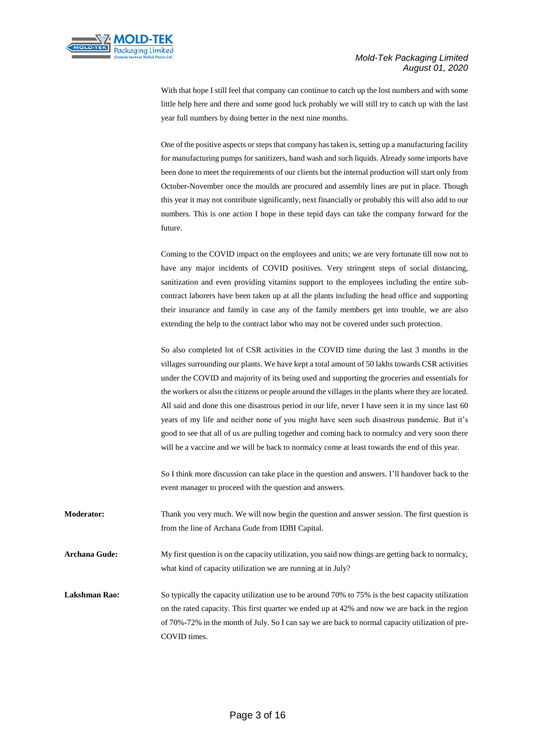With that hope I still feel that company can continue to catch up the lost numbers and with some little help here and there and some good luck probably we will still try to catch up with the last year full numbers by doing better in the next nine months.

One of the positive aspects or steps that company has taken is, setting up a manufacturing facility for manufacturing pumps for sanitizers, hand wash and such liquids. Already some imports have been done to meet the requirements of our clients but the internal production will start only from October-November once the moulds are procured and assembly lines are put in place. Though this year it may not contribute significantly, next financially or probably this will also add to our numbers. This is one action I hope in these tepid days can take the company forward for the future.

Coming to the COVID impact on the employees and units; we are very fortunate till now not to have any major incidents of COVID positives. Very stringent steps of social distancing, sanitization and even providing vitamins support to the employees including the entire sub-contract laborers have been taken up at all the plants including the head office and supporting their insurance and family in case any of the family members get into trouble, we are also extending the help to the contract labor who may not be covered under such protection.

So also completed lot of CSR activities in the COVID time during the last 3 months in the villages surrounding our plants. We have kept a total amount of 50 lakhs towards CSR activities under the COVID and majority of its being used and supporting the groceries and essentials for the workers or also the citizens or people around the villages in the plants where they are located. All said and done this one disastrous period in our life, never I have seen it in my since last 60 years of my life and neither none of you might have seen such disastrous pandemic. But it's good to see that all of us are pulling together and coming back to normalcy and very soon there will be a vaccine and we will be back to normalcy come at least towards the end of this year.

So I think more discussion can take place in the question and answers. I'll handover back to the event manager to proceed with the question and answers.

**Moderator:** Thank you very much. We will now begin the question and answer session. The first question is from the line of Archana Gude from IDBI Capital.

**Archana Gude:** My first question is on the capacity utilization, you said now things are getting back to normalcy, what kind of capacity utilization we are running at in July?

**Lakshman Rao:** So typically the capacity utilization use to be around 70% to 75% is the best capacity utilization on the rated capacity. This first quarter we ended up at 42% and now we are back in the region of 70%-72% in the month of July. So I can say we are back to normal capacity utilization of pre-COVID times.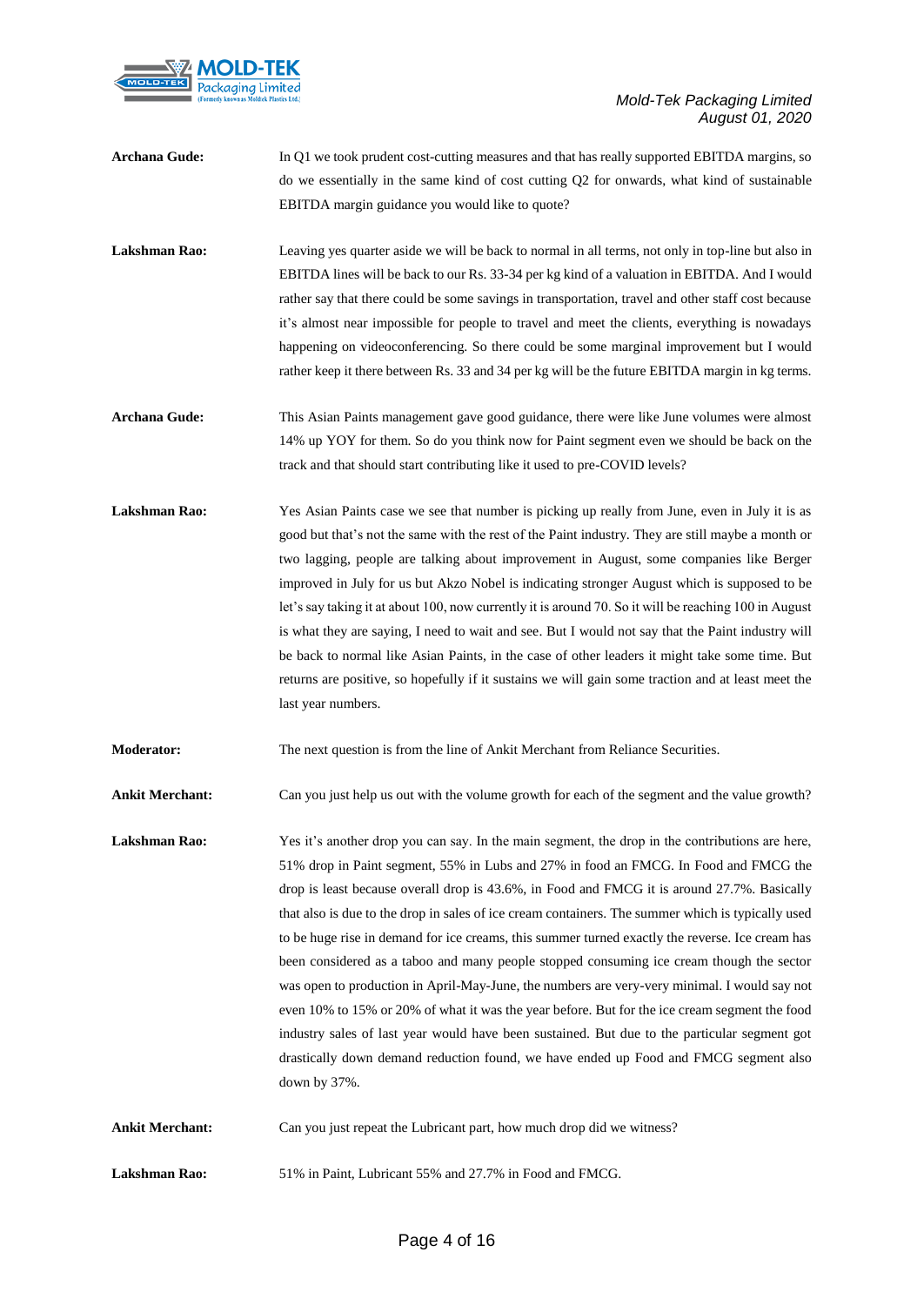**Archana Gude:** In Q1 we took prudent cost-cutting measures and that has really supported EBITDA margins, so do we essentially in the same kind of cost cutting Q2 for onwards, what kind of sustainable EBITDA margin guidance you would like to quote?

**Lakshman Rao:** Leaving yes quarter aside we will be back to normal in all terms, not only in top-line but also in EBITDA lines will be back to our Rs. 33-34 per kg kind of a valuation in EBITDA. And I would rather say that there could be some savings in transportation, travel and other staff cost because it's almost near impossible for people to travel and meet the clients, everything is nowadays happening on videoconferencing. So there could be some marginal improvement but I would rather keep it there between Rs. 33 and 34 per kg will be the future EBITDA margin in kg terms.

**Archana Gude:** This Asian Paints management gave good guidance, there were like June volumes were almost 14% up YOY for them. So do you think now for Paint segment even we should be back on the track and that should start contributing like it used to pre-COVID levels?

**Lakshman Rao:** Yes Asian Paints case we see that number is picking up really from June, even in July it is as good but that's not the same with the rest of the Paint industry. They are still maybe a month or two lagging, people are talking about improvement in August, some companies like Berger improved in July for us but Akzo Nobel is indicating stronger August which is supposed to be let's say taking it at about 100, now currently it is around 70. So it will be reaching 100 in August is what they are saying, I need to wait and see. But I would not say that the Paint industry will be back to normal like Asian Paints, in the case of other leaders it might take some time. But returns are positive, so hopefully if it sustains we will gain some traction and at least meet the last year numbers.

**Moderator:** The next question is from the line of Ankit Merchant from Reliance Securities.

**Ankit Merchant:** Can you just help us out with the volume growth for each of the segment and the value growth?

**Lakshman Rao:** Yes it's another drop you can say. In the main segment, the drop in the contributions are here, 51% drop in Paint segment, 55% in Lubs and 27% in food an FMCG. In Food and FMCG the drop is least because overall drop is 43.6%, in Food and FMCG it is around 27.7%. Basically that also is due to the drop in sales of ice cream containers. The summer which is typically used to be huge rise in demand for ice creams, this summer turned exactly the reverse. Ice cream has been considered as a taboo and many people stopped consuming ice cream though the sector was open to production in April-May-June, the numbers are very-very minimal. I would say not even 10% to 15% or 20% of what it was the year before. But for the ice cream segment the food industry sales of last year would have been sustained. But due to the particular segment got drastically down demand reduction found, we have ended up Food and FMCG segment also down by 37%.

**Ankit Merchant:** Can you just repeat the Lubricant part, how much drop did we witness?

**Lakshman Rao:** 51% in Paint, Lubricant 55% and 27.7% in Food and FMCG.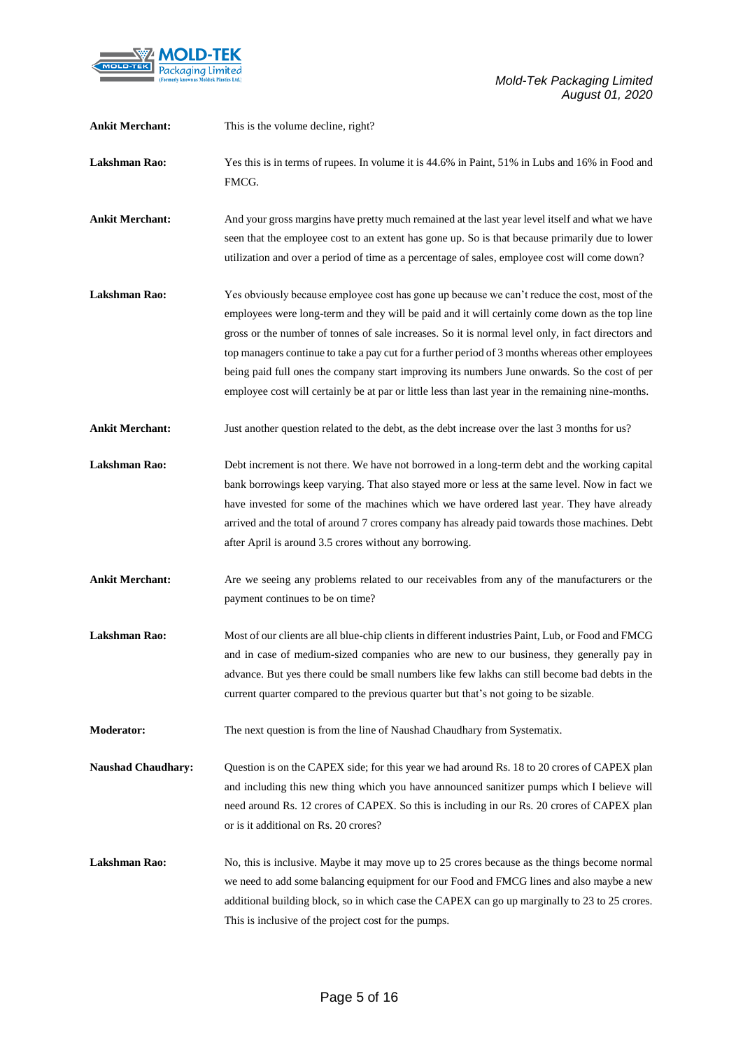**Ankit Merchant:** This is the volume decline, right?

**Lakshman Rao:** Yes this is in terms of rupees. In volume it is 44.6% in Paint, 51% in Lubs and 16% in Food and FMCG.

**Ankit Merchant:** And your gross margins have pretty much remained at the last year level itself and what we have seen that the employee cost to an extent has gone up. So is that because primarily due to lower utilization and over a period of time as a percentage of sales, employee cost will come down?

**Lakshman Rao:** Yes obviously because employee cost has gone up because we can't reduce the cost, most of the employees were long-term and they will be paid and it will certainly come down as the top line gross or the number of tonnes of sale increases. So it is normal level only, in fact directors and top managers continue to take a pay cut for a further period of 3 months whereas other employees being paid full ones the company start improving its numbers June onwards. So the cost of per employee cost will certainly be at par or little less than last year in the remaining nine-months.

**Ankit Merchant:** Just another question related to the debt, as the debt increase over the last 3 months for us?

**Lakshman Rao:** Debt increment is not there. We have not borrowed in a long-term debt and the working capital bank borrowings keep varying. That also stayed more or less at the same level. Now in fact we have invested for some of the machines which we have ordered last year. They have already arrived and the total of around 7 crores company has already paid towards those machines. Debt after April is around 3.5 crores without any borrowing.

**Ankit Merchant:** Are we seeing any problems related to our receivables from any of the manufacturers or the payment continues to be on time?

**Lakshman Rao:** Most of our clients are all blue-chip clients in different industries Paint, Lub, or Food and FMCG and in case of medium-sized companies who are new to our business, they generally pay in advance. But yes there could be small numbers like few lakhs can still become bad debts in the current quarter compared to the previous quarter but that's not going to be sizable.

**Moderator:** The next question is from the line of Naushad Chaudhary from Systematix.

**Naushad Chaudhary:** Question is on the CAPEX side; for this year we had around Rs. 18 to 20 crores of CAPEX plan and including this new thing which you have announced sanitizer pumps which I believe will need around Rs. 12 crores of CAPEX. So this is including in our Rs. 20 crores of CAPEX plan or is it additional on Rs. 20 crores?

**Lakshman Rao:** No, this is inclusive. Maybe it may move up to 25 crores because as the things become normal we need to add some balancing equipment for our Food and FMCG lines and also maybe a new additional building block, so in which case the CAPEX can go up marginally to 23 to 25 crores. This is inclusive of the project cost for the pumps.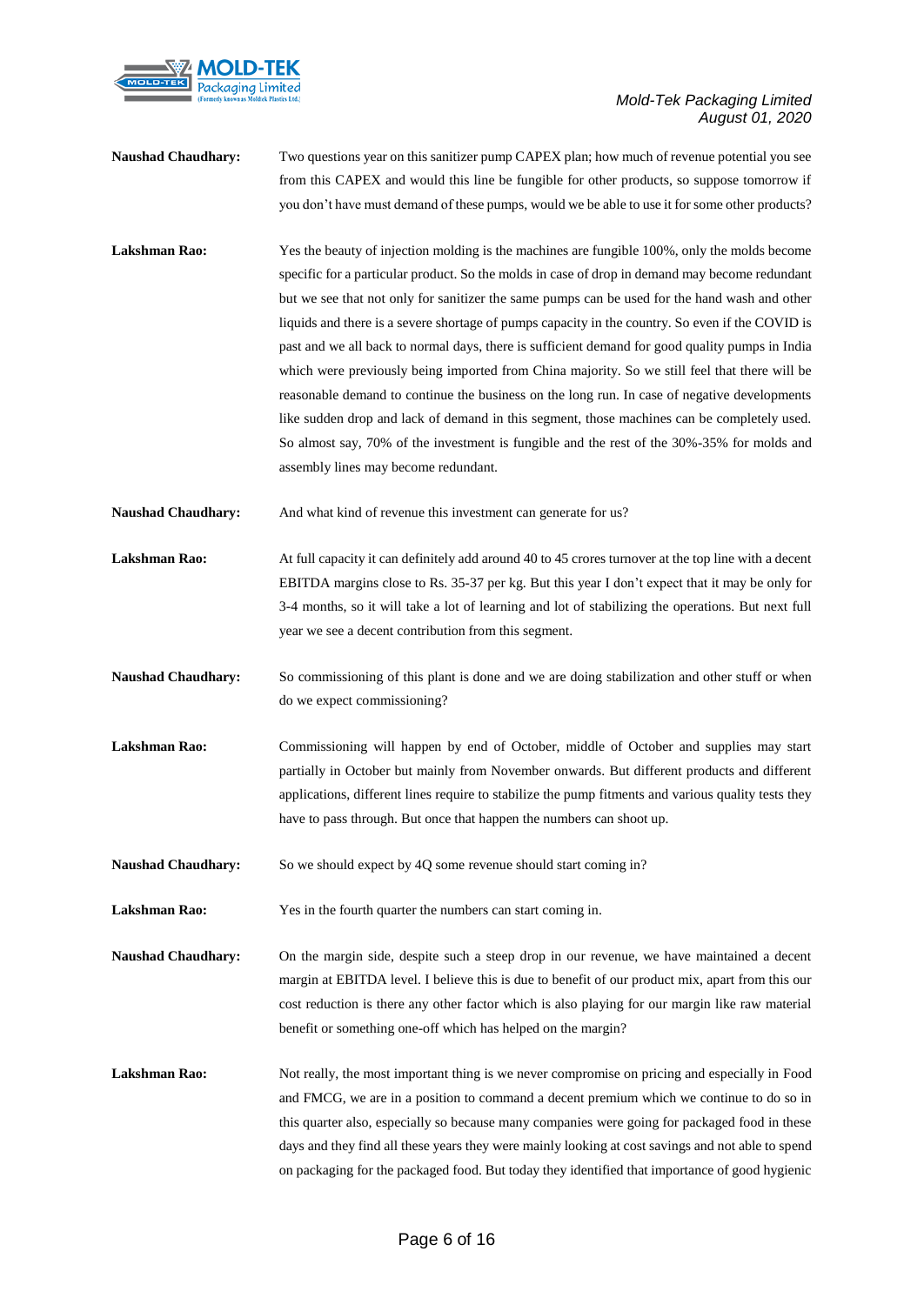**Naushad Chaudhary:** Two questions year on this sanitizer pump CAPEX plan; how much of revenue potential you see from this CAPEX and would this line be fungible for other products, so suppose tomorrow if you don't have must demand of these pumps, would we be able to use it for some other products?

**Lakshman Rao:** Yes the beauty of injection molding is the machines are fungible 100%, only the molds become specific for a particular product. So the molds in case of drop in demand may become redundant but we see that not only for sanitizer the same pumps can be used for the hand wash and other liquids and there is a severe shortage of pumps capacity in the country. So even if the COVID is past and we all back to normal days, there is sufficient demand for good quality pumps in India which were previously being imported from China majority. So we still feel that there will be reasonable demand to continue the business on the long run. In case of negative developments like sudden drop and lack of demand in this segment, those machines can be completely used. So almost say, 70% of the investment is fungible and the rest of the 30%-35% for molds and assembly lines may become redundant.

**Naushad Chaudhary:** And what kind of revenue this investment can generate for us?

**Lakshman Rao:** At full capacity it can definitely add around 40 to 45 crores turnover at the top line with a decent EBITDA margins close to Rs. 35-37 per kg. But this year I don't expect that it may be only for 3-4 months, so it will take a lot of learning and lot of stabilizing the operations. But next full year we see a decent contribution from this segment.

**Naushad Chaudhary:** So commissioning of this plant is done and we are doing stabilization and other stuff or when do we expect commissioning?

**Lakshman Rao:** Commissioning will happen by end of October, middle of October and supplies may start partially in October but mainly from November onwards. But different products and different applications, different lines require to stabilize the pump fitments and various quality tests they have to pass through. But once that happen the numbers can shoot up.

**Naushad Chaudhary:** So we should expect by 4Q some revenue should start coming in?

**Lakshman Rao:** Yes in the fourth quarter the numbers can start coming in.

**Naushad Chaudhary:** On the margin side, despite such a steep drop in our revenue, we have maintained a decent margin at EBITDA level. I believe this is due to benefit of our product mix, apart from this our cost reduction is there any other factor which is also playing for our margin like raw material benefit or something one-off which has helped on the margin?

**Lakshman Rao:** Not really, the most important thing is we never compromise on pricing and especially in Food and FMCG, we are in a position to command a decent premium which we continue to do so in this quarter also, especially so because many companies were going for packaged food in these days and they find all these years they were mainly looking at cost savings and not able to spend on packaging for the packaged food. But today they identified that importance of good hygienic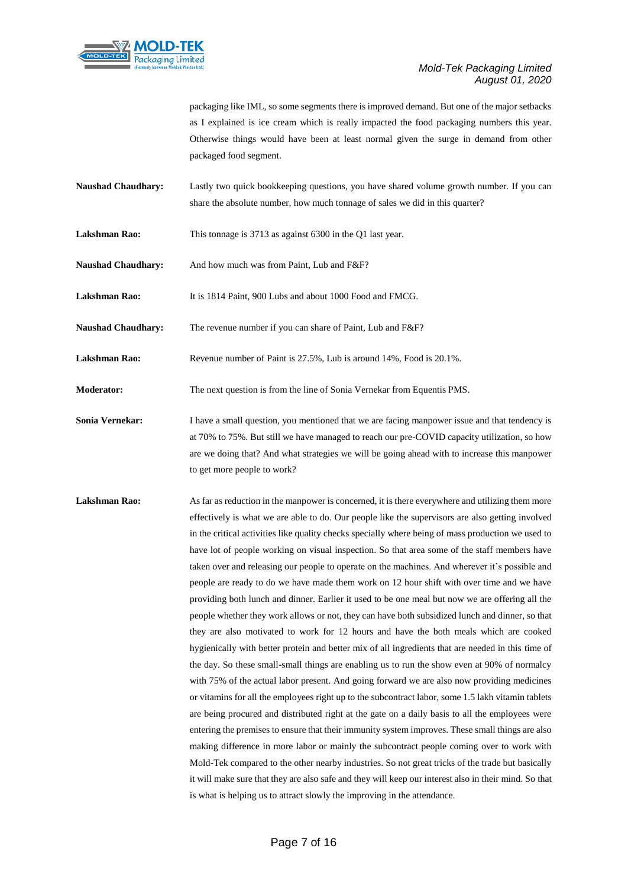packaging like IML, so some segments there is improved demand. But one of the major setbacks as I explained is ice cream which is really impacted the food packaging numbers this year. Otherwise things would have been at least normal given the surge in demand from other packaged food segment.

**Naushad Chaudhary:** Lastly two quick bookkeeping questions, you have shared volume growth number. If you can share the absolute number, how much tonnage of sales we did in this quarter?

**Lakshman Rao:** This tonnage is 3713 as against 6300 in the Q1 last year.

**Naushad Chaudhary:** And how much was from Paint, Lub and F&F?

**Lakshman Rao:** It is 1814 Paint, 900 Lubs and about 1000 Food and FMCG.

**Naushad Chaudhary:** The revenue number if you can share of Paint, Lub and F&F?

**Lakshman Rao:** Revenue number of Paint is 27.5%, Lub is around 14%, Food is 20.1%.

**Moderator:** The next question is from the line of Sonia Vernekar from Equentis PMS.

**Sonia Vernekar:** I have a small question, you mentioned that we are facing manpower issue and that tendency is at 70% to 75%. But still we have managed to reach our pre-COVID capacity utilization, so how are we doing that? And what strategies we will be going ahead with to increase this manpower to get more people to work?

**Lakshman Rao:** As far as reduction in the manpower is concerned, it is there everywhere and utilizing them more effectively is what we are able to do. Our people like the supervisors are also getting involved in the critical activities like quality checks specially where being of mass production we used to have lot of people working on visual inspection. So that area some of the staff members have taken over and releasing our people to operate on the machines. And wherever it's possible and people are ready to do we have made them work on 12 hour shift with over time and we have providing both lunch and dinner. Earlier it used to be one meal but now we are offering all the people whether they work allows or not, they can have both subsidized lunch and dinner, so that they are also motivated to work for 12 hours and have the both meals which are cooked hygienically with better protein and better mix of all ingredients that are needed in this time of the day. So these small-small things are enabling us to run the show even at 90% of normalcy with 75% of the actual labor present. And going forward we are also now providing medicines or vitamins for all the employees right up to the subcontract labor, some 1.5 lakh vitamin tablets are being procured and distributed right at the gate on a daily basis to all the employees were entering the premises to ensure that their immunity system improves. These small things are also making difference in more labor or mainly the subcontract people coming over to work with Mold-Tek compared to the other nearby industries. So not great tricks of the trade but basically it will make sure that they are also safe and they will keep our interest also in their mind. So that is what is helping us to attract slowly the improving in the attendance.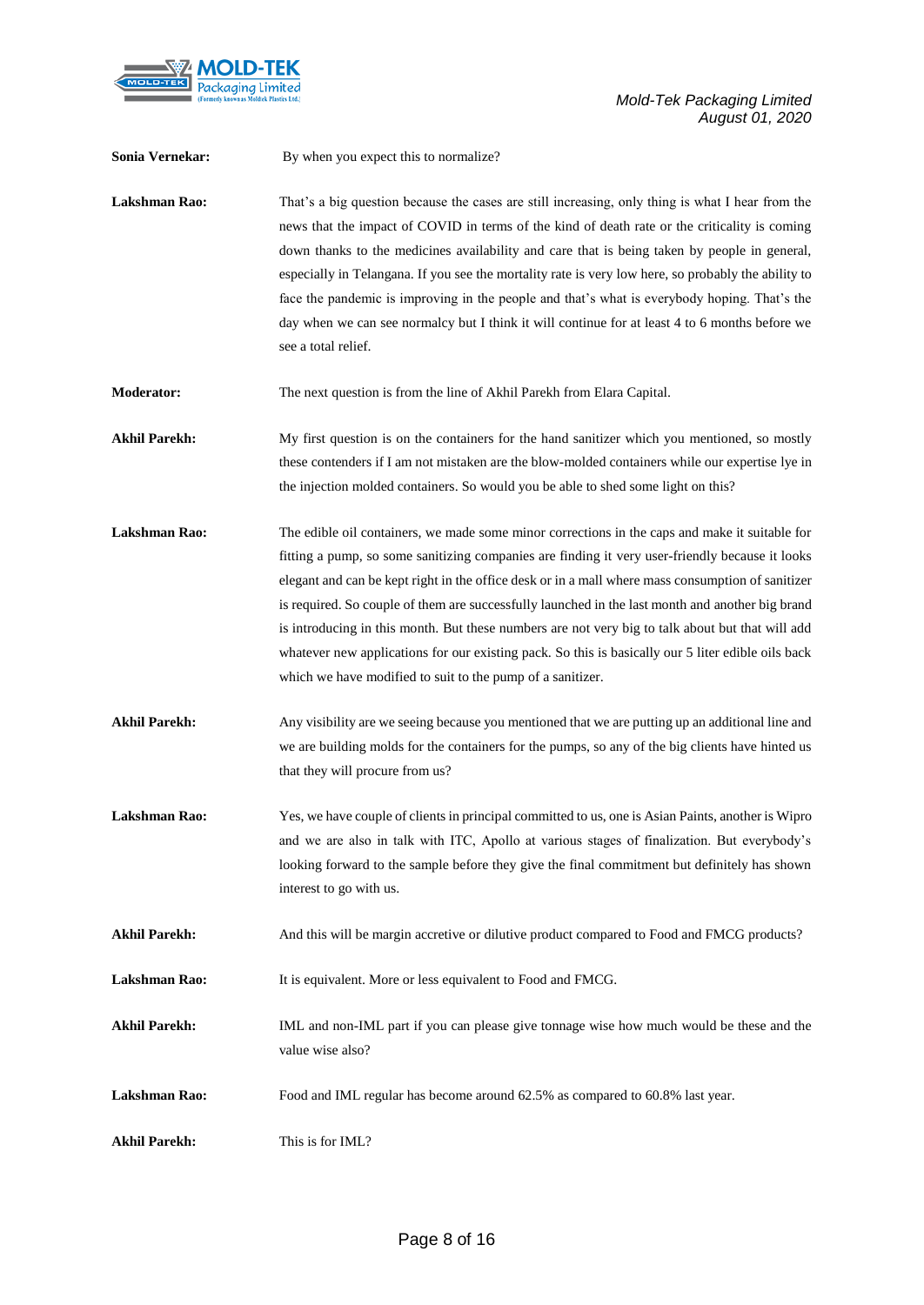**Sonia Vernekar:** By when you expect this to normalize?

**Lakshman Rao:** That's a big question because the cases are still increasing, only thing is what I hear from the news that the impact of COVID in terms of the kind of death rate or the criticality is coming down thanks to the medicines availability and care that is being taken by people in general, especially in Telangana. If you see the mortality rate is very low here, so probably the ability to face the pandemic is improving in the people and that's what is everybody hoping. That's the day when we can see normalcy but I think it will continue for at least 4 to 6 months before we see a total relief.

**Moderator:** The next question is from the line of Akhil Parekh from Elara Capital.

**Akhil Parekh:** My first question is on the containers for the hand sanitizer which you mentioned, so mostly these contenders if I am not mistaken are the blow-molded containers while our expertise lye in the injection molded containers. So would you be able to shed some light on this?

**Lakshman Rao:** The edible oil containers, we made some minor corrections in the caps and make it suitable for fitting a pump, so some sanitizing companies are finding it very user-friendly because it looks elegant and can be kept right in the office desk or in a mall where mass consumption of sanitizer is required. So couple of them are successfully launched in the last month and another big brand is introducing in this month. But these numbers are not very big to talk about but that will add whatever new applications for our existing pack. So this is basically our 5 liter edible oils back which we have modified to suit to the pump of a sanitizer.

**Akhil Parekh:** Any visibility are we seeing because you mentioned that we are putting up an additional line and we are building molds for the containers for the pumps, so any of the big clients have hinted us that they will procure from us?

**Lakshman Rao:** Yes, we have couple of clients in principal committed to us, one is Asian Paints, another is Wipro and we are also in talk with ITC, Apollo at various stages of finalization. But everybody's looking forward to the sample before they give the final commitment but definitely has shown interest to go with us.

**Akhil Parekh:** And this will be margin accretive or dilutive product compared to Food and FMCG products?

**Lakshman Rao:** It is equivalent. More or less equivalent to Food and FMCG.

**Akhil Parekh:** IML and non-IML part if you can please give tonnage wise how much would be these and the value wise also?

**Lakshman Rao:** Food and IML regular has become around 62.5% as compared to 60.8% last year.

**Akhil Parekh:** This is for IML?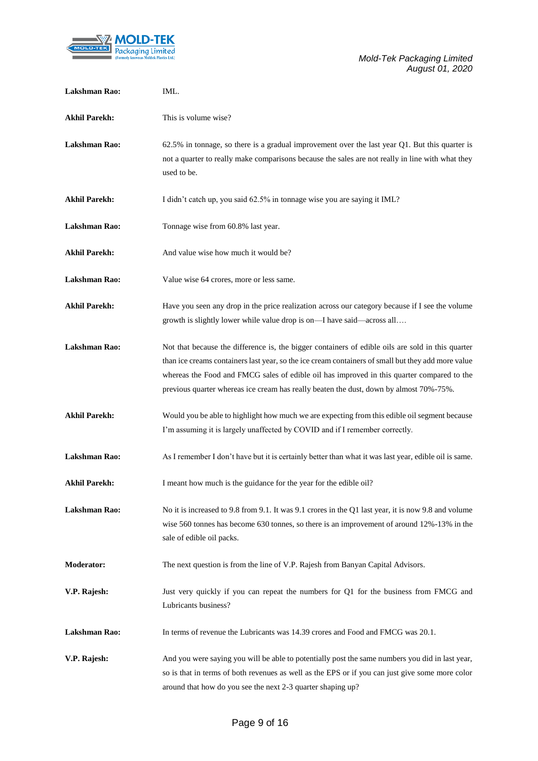**Lakshman Rao:** IML.

**Akhil Parekh:** This is volume wise?

**Lakshman Rao:** 62.5% in tonnage, so there is a gradual improvement over the last year Q1. But this quarter is not a quarter to really make comparisons because the sales are not really in line with what they used to be.

**Akhil Parekh:** I didn't catch up, you said 62.5% in tonnage wise you are saying it IML?

**Lakshman Rao:** Tonnage wise from 60.8% last year.

**Akhil Parekh:** And value wise how much it would be?

**Lakshman Rao:** Value wise 64 crores, more or less same.

**Akhil Parekh:** Have you seen any drop in the price realization across our category because if I see the volume growth is slightly lower while value drop is on—I have said—across all….

**Lakshman Rao:** Not that because the difference is, the bigger containers of edible oils are sold in this quarter than ice creams containers last year, so the ice cream containers of small but they add more value whereas the Food and FMCG sales of edible oil has improved in this quarter compared to the previous quarter whereas ice cream has really beaten the dust, down by almost 70%-75%.

**Akhil Parekh:** Would you be able to highlight how much we are expecting from this edible oil segment because I'm assuming it is largely unaffected by COVID and if I remember correctly.

**Lakshman Rao:** As I remember I don't have but it is certainly better than what it was last year, edible oil is same.

**Akhil Parekh:** I meant how much is the guidance for the year for the edible oil?

**Lakshman Rao:** No it is increased to 9.8 from 9.1. It was 9.1 crores in the Q1 last year, it is now 9.8 and volume wise 560 tonnes has become 630 tonnes, so there is an improvement of around 12%-13% in the sale of edible oil packs.

**Moderator:** The next question is from the line of V.P. Rajesh from Banyan Capital Advisors.

**V.P. Rajesh:** Just very quickly if you can repeat the numbers for Q1 for the business from FMCG and Lubricants business?

**Lakshman Rao:** In terms of revenue the Lubricants was 14.39 crores and Food and FMCG was 20.1.

**V.P. Rajesh:** And you were saying you will be able to potentially post the same numbers you did in last year, so is that in terms of both revenues as well as the EPS or if you can just give some more color around that how do you see the next 2-3 quarter shaping up?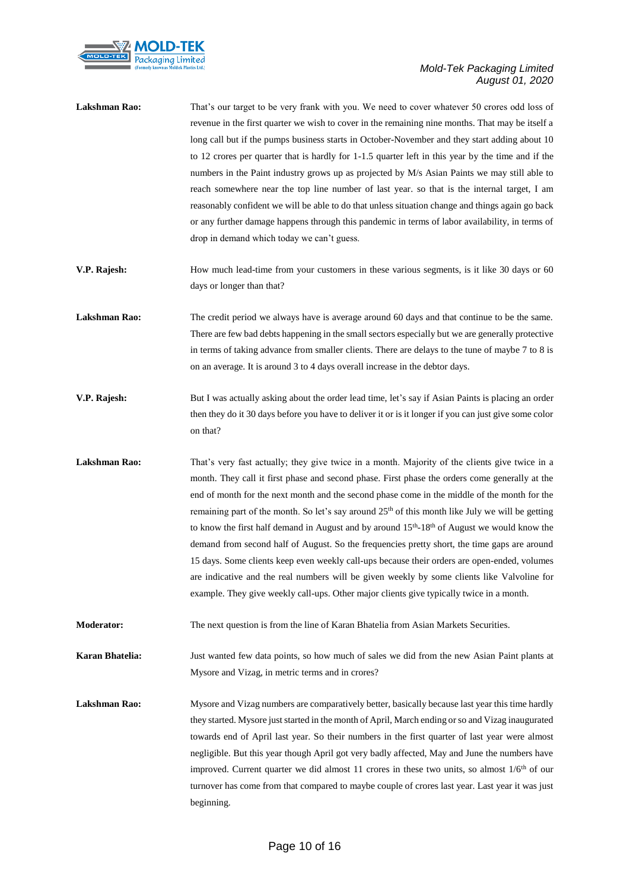**Lakshman Rao:** That's our target to be very frank with you. We need to cover whatever 50 crores odd loss of revenue in the first quarter we wish to cover in the remaining nine months. That may be itself a long call but if the pumps business starts in October-November and they start adding about 10 to 12 crores per quarter that is hardly for 1-1.5 quarter left in this year by the time and if the numbers in the Paint industry grows up as projected by M/s Asian Paints we may still able to reach somewhere near the top line number of last year. so that is the internal target, I am reasonably confident we will be able to do that unless situation change and things again go back or any further damage happens through this pandemic in terms of labor availability, in terms of drop in demand which today we can't guess.

**V.P. Rajesh:** How much lead-time from your customers in these various segments, is it like 30 days or 60 days or longer than that?

**Lakshman Rao:** The credit period we always have is average around 60 days and that continue to be the same. There are few bad debts happening in the small sectors especially but we are generally protective in terms of taking advance from smaller clients. There are delays to the tune of maybe 7 to 8 is on an average. It is around 3 to 4 days overall increase in the debtor days.

**V.P. Rajesh:** But I was actually asking about the order lead time, let's say if Asian Paints is placing an order then they do it 30 days before you have to deliver it or is it longer if you can just give some color on that?

**Lakshman Rao:** That's very fast actually; they give twice in a month. Majority of the clients give twice in a month. They call it first phase and second phase. First phase the orders come generally at the end of month for the next month and the second phase come in the middle of the month for the remaining part of the month. So let's say around 25th of this month like July we will be getting to know the first half demand in August and by around 15th-18th of August we would know the demand from second half of August. So the frequencies pretty short, the time gaps are around 15 days. Some clients keep even weekly call-ups because their orders are open-ended, volumes are indicative and the real numbers will be given weekly by some clients like Valvoline for example. They give weekly call-ups. Other major clients give typically twice in a month.

**Moderator:** The next question is from the line of Karan Bhatelia from Asian Markets Securities.

**Karan Bhatelia:** Just wanted few data points, so how much of sales we did from the new Asian Paint plants at Mysore and Vizag, in metric terms and in crores?

**Lakshman Rao:** Mysore and Vizag numbers are comparatively better, basically because last year this time hardly they started. Mysore just started in the month of April, March ending or so and Vizag inaugurated towards end of April last year. So their numbers in the first quarter of last year were almost negligible. But this year though April got very badly affected, May and June the numbers have improved. Current quarter we did almost 11 crores in these two units, so almost 1/6th of our turnover has come from that compared to maybe couple of crores last year. Last year it was just beginning.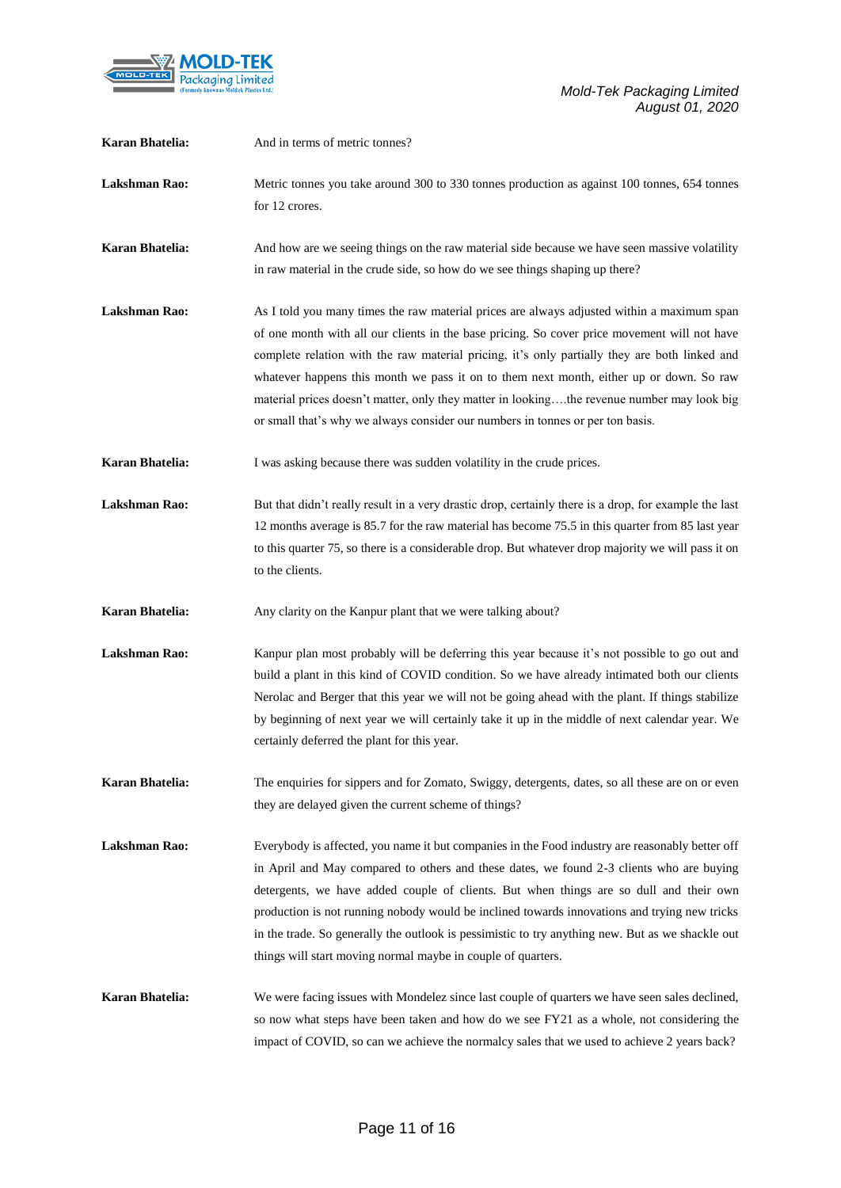**Karan Bhatelia:** And in terms of metric tonnes?

**Lakshman Rao:** Metric tonnes you take around 300 to 330 tonnes production as against 100 tonnes, 654 tonnes for 12 crores.

**Karan Bhatelia:** And how are we seeing things on the raw material side because we have seen massive volatility in raw material in the crude side, so how do we see things shaping up there?

**Lakshman Rao:** As I told you many times the raw material prices are always adjusted within a maximum span of one month with all our clients in the base pricing. So cover price movement will not have complete relation with the raw material pricing, it's only partially they are both linked and whatever happens this month we pass it on to them next month, either up or down. So raw material prices doesn't matter, only they matter in looking….the revenue number may look big or small that's why we always consider our numbers in tonnes or per ton basis.

**Karan Bhatelia:** I was asking because there was sudden volatility in the crude prices.

**Lakshman Rao:** But that didn't really result in a very drastic drop, certainly there is a drop, for example the last 12 months average is 85.7 for the raw material has become 75.5 in this quarter from 85 last year to this quarter 75, so there is a considerable drop. But whatever drop majority we will pass it on to the clients.

**Karan Bhatelia:** Any clarity on the Kanpur plant that we were talking about?

**Lakshman Rao:** Kanpur plan most probably will be deferring this year because it's not possible to go out and build a plant in this kind of COVID condition. So we have already intimated both our clients Nerolac and Berger that this year we will not be going ahead with the plant. If things stabilize by beginning of next year we will certainly take it up in the middle of next calendar year. We certainly deferred the plant for this year.

**Karan Bhatelia:** The enquiries for sippers and for Zomato, Swiggy, detergents, dates, so all these are on or even they are delayed given the current scheme of things?

**Lakshman Rao:** Everybody is affected, you name it but companies in the Food industry are reasonably better off in April and May compared to others and these dates, we found 2-3 clients who are buying detergents, we have added couple of clients. But when things are so dull and their own production is not running nobody would be inclined towards innovations and trying new tricks in the trade. So generally the outlook is pessimistic to try anything new. But as we shackle out things will start moving normal maybe in couple of quarters.

**Karan Bhatelia:** We were facing issues with Mondelez since last couple of quarters we have seen sales declined, so now what steps have been taken and how do we see FY21 as a whole, not considering the impact of COVID, so can we achieve the normalcy sales that we used to achieve 2 years back?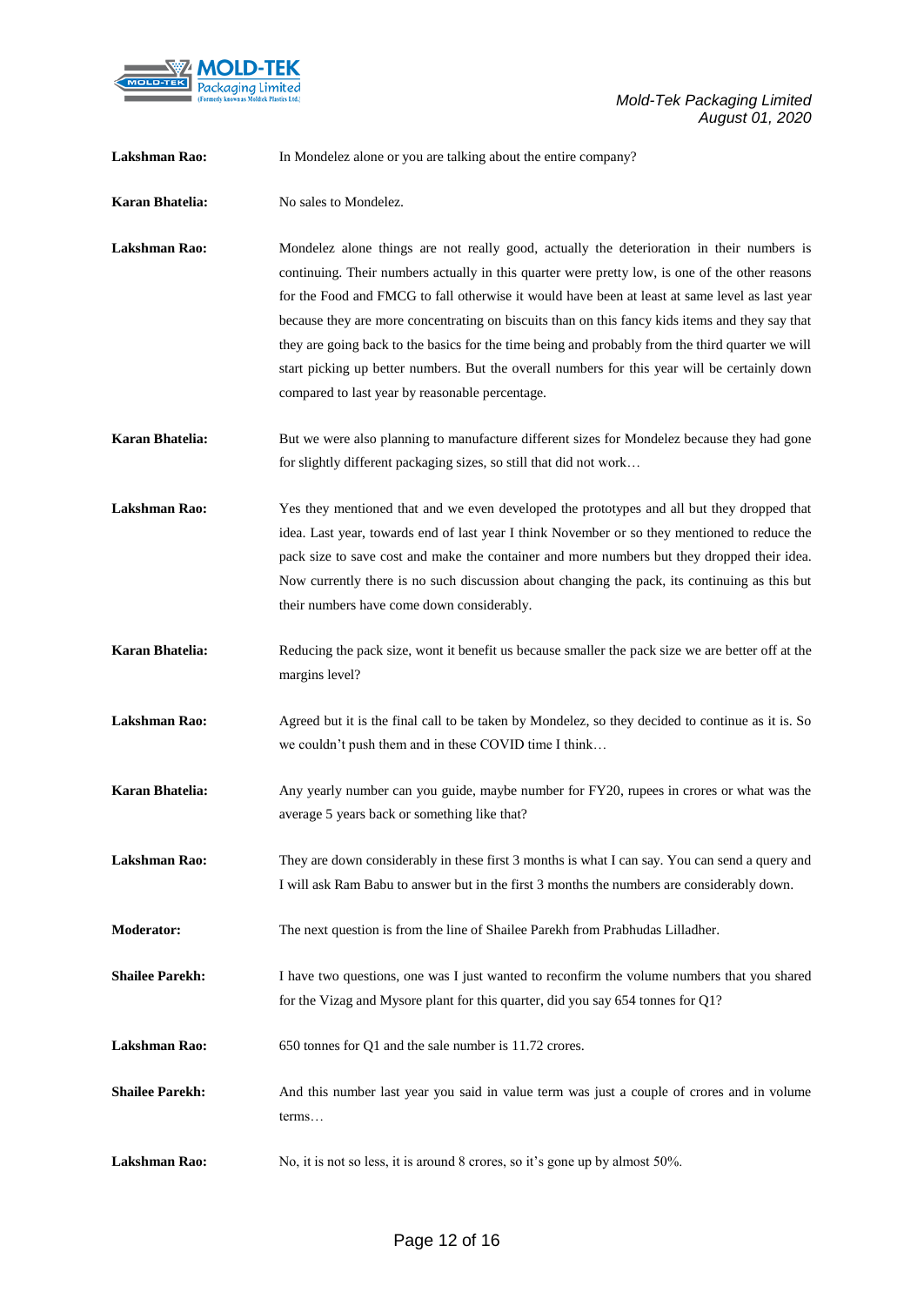**Lakshman Rao:** In Mondelez alone or you are talking about the entire company?

**Karan Bhatelia:** No sales to Mondelez.

**Lakshman Rao:** Mondelez alone things are not really good, actually the deterioration in their numbers is continuing. Their numbers actually in this quarter were pretty low, is one of the other reasons for the Food and FMCG to fall otherwise it would have been at least at same level as last year because they are more concentrating on biscuits than on this fancy kids items and they say that they are going back to the basics for the time being and probably from the third quarter we will start picking up better numbers. But the overall numbers for this year will be certainly down compared to last year by reasonable percentage.

**Karan Bhatelia:** But we were also planning to manufacture different sizes for Mondelez because they had gone for slightly different packaging sizes, so still that did not work…

**Lakshman Rao:** Yes they mentioned that and we even developed the prototypes and all but they dropped that idea. Last year, towards end of last year I think November or so they mentioned to reduce the pack size to save cost and make the container and more numbers but they dropped their idea. Now currently there is no such discussion about changing the pack, its continuing as this but their numbers have come down considerably.

**Karan Bhatelia:** Reducing the pack size, wont it benefit us because smaller the pack size we are better off at the margins level?

**Lakshman Rao:** Agreed but it is the final call to be taken by Mondelez, so they decided to continue as it is. So we couldn't push them and in these COVID time I think…

**Karan Bhatelia:** Any yearly number can you guide, maybe number for FY20, rupees in crores or what was the average 5 years back or something like that?

**Lakshman Rao:** They are down considerably in these first 3 months is what I can say. You can send a query and I will ask Ram Babu to answer but in the first 3 months the numbers are considerably down.

**Moderator:** The next question is from the line of Shailee Parekh from Prabhudas Lilladher.

**Shailee Parekh:** I have two questions, one was I just wanted to reconfirm the volume numbers that you shared for the Vizag and Mysore plant for this quarter, did you say 654 tonnes for Q1?

**Lakshman Rao:** 650 tonnes for Q1 and the sale number is 11.72 crores.

**Shailee Parekh:** And this number last year you said in value term was just a couple of crores and in volume terms…

**Lakshman Rao:** No, it is not so less, it is around 8 crores, so it's gone up by almost 50%.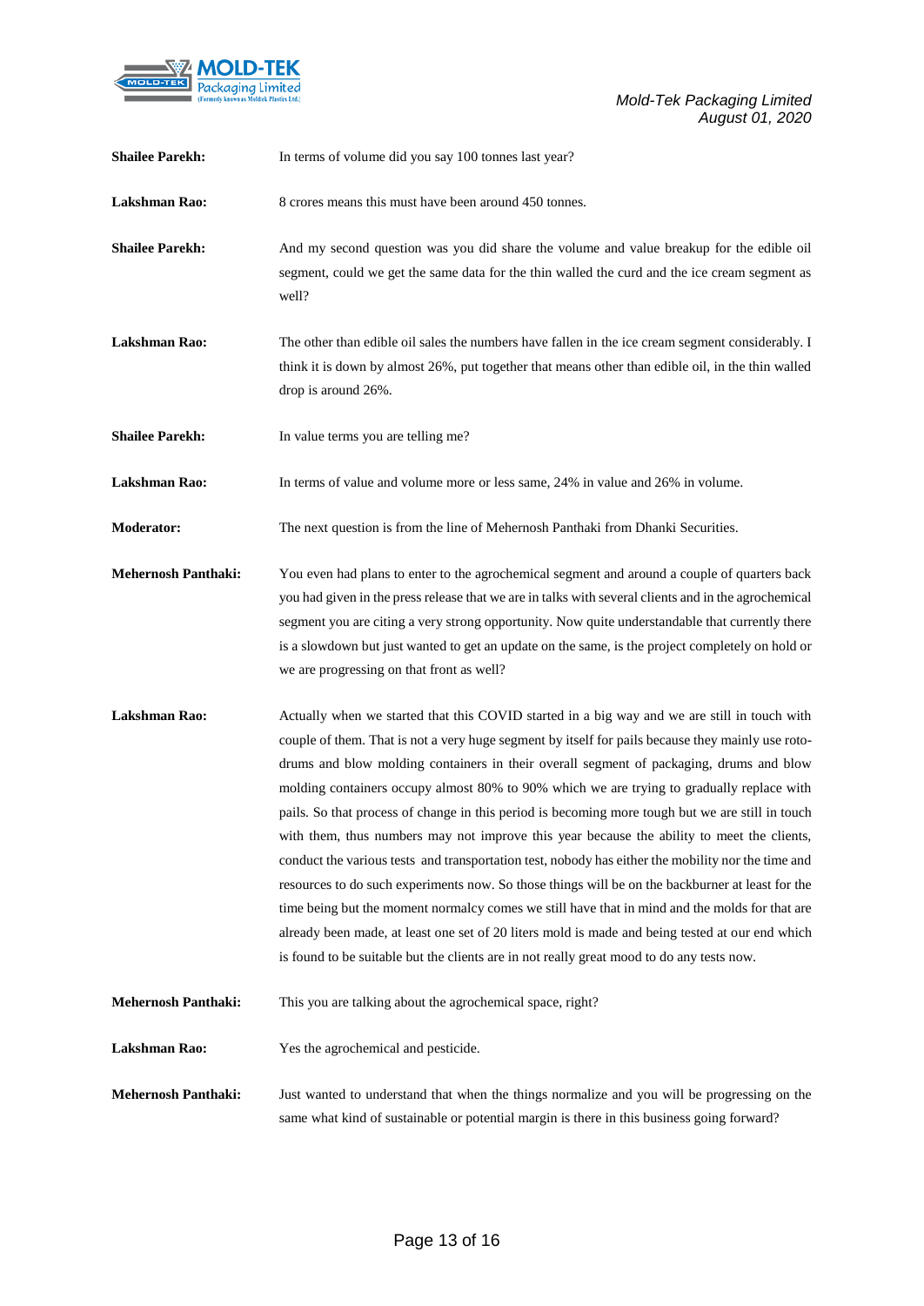**Shailee Parekh:** In terms of volume did you say 100 tonnes last year?

**Lakshman Rao:** 8 crores means this must have been around 450 tonnes.

**Shailee Parekh:** And my second question was you did share the volume and value breakup for the edible oil segment, could we get the same data for the thin walled the curd and the ice cream segment as well?

**Lakshman Rao:** The other than edible oil sales the numbers have fallen in the ice cream segment considerably. I think it is down by almost 26%, put together that means other than edible oil, in the thin walled drop is around 26%.

**Shailee Parekh:** In value terms you are telling me?

**Lakshman Rao:** In terms of value and volume more or less same, 24% in value and 26% in volume.

**Moderator:** The next question is from the line of Mehernosh Panthaki from Dhanki Securities.

**Mehernosh Panthaki:** You even had plans to enter to the agrochemical segment and around a couple of quarters back you had given in the press release that we are in talks with several clients and in the agrochemical segment you are citing a very strong opportunity. Now quite understandable that currently there is a slowdown but just wanted to get an update on the same, is the project completely on hold or we are progressing on that front as well?

**Lakshman Rao:** Actually when we started that this COVID started in a big way and we are still in touch with couple of them. That is not a very huge segment by itself for pails because they mainly use roto-drums and blow molding containers in their overall segment of packaging, drums and blow molding containers occupy almost 80% to 90% which we are trying to gradually replace with pails. So that process of change in this period is becoming more tough but we are still in touch with them, thus numbers may not improve this year because the ability to meet the clients, conduct the various tests and transportation test, nobody has either the mobility nor the time and resources to do such experiments now. So those things will be on the backburner at least for the time being but the moment normalcy comes we still have that in mind and the molds for that are already been made, at least one set of 20 liters mold is made and being tested at our end which is found to be suitable but the clients are in not really great mood to do any tests now.

**Mehernosh Panthaki:** This you are talking about the agrochemical space, right?

**Lakshman Rao:** Yes the agrochemical and pesticide.

**Mehernosh Panthaki:** Just wanted to understand that when the things normalize and you will be progressing on the same what kind of sustainable or potential margin is there in this business going forward?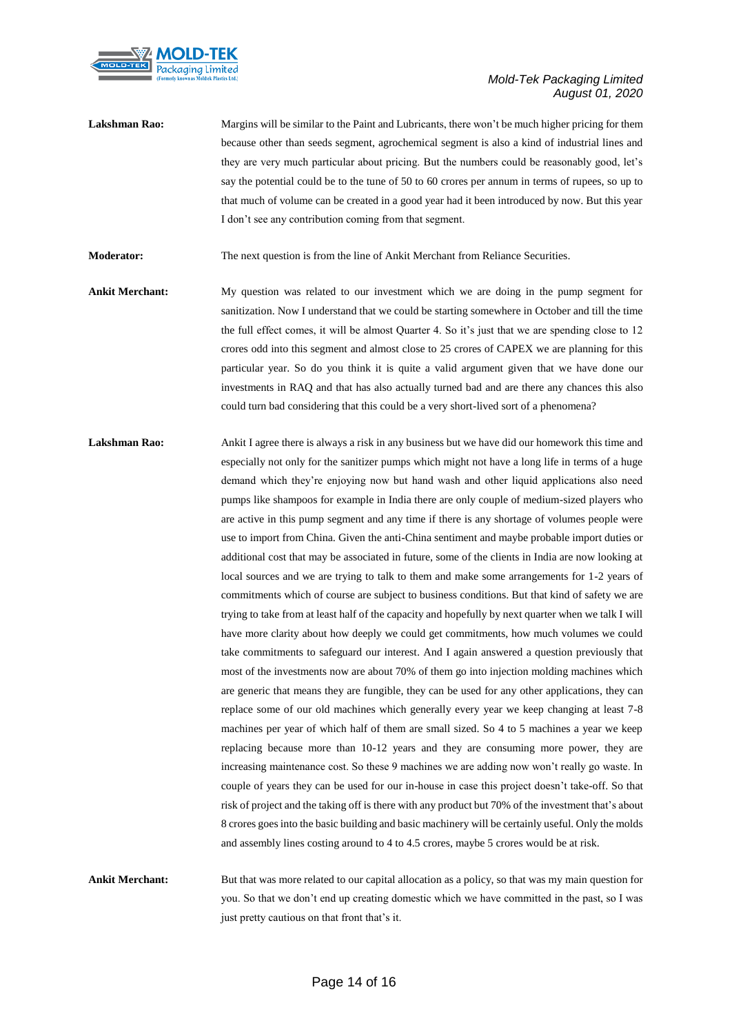**Lakshman Rao:** Margins will be similar to the Paint and Lubricants, there won't be much higher pricing for them because other than seeds segment, agrochemical segment is also a kind of industrial lines and they are very much particular about pricing. But the numbers could be reasonably good, let's say the potential could be to the tune of 50 to 60 crores per annum in terms of rupees, so up to that much of volume can be created in a good year had it been introduced by now. But this year I don't see any contribution coming from that segment.

**Moderator:** The next question is from the line of Ankit Merchant from Reliance Securities.

**Ankit Merchant:** My question was related to our investment which we are doing in the pump segment for sanitization. Now I understand that we could be starting somewhere in October and till the time the full effect comes, it will be almost Quarter 4. So it's just that we are spending close to 12 crores odd into this segment and almost close to 25 crores of CAPEX we are planning for this particular year. So do you think it is quite a valid argument given that we have done our investments in RAQ and that has also actually turned bad and are there any chances this also could turn bad considering that this could be a very short-lived sort of a phenomena?

**Lakshman Rao:** Ankit I agree there is always a risk in any business but we have did our homework this time and especially not only for the sanitizer pumps which might not have a long life in terms of a huge demand which they're enjoying now but hand wash and other liquid applications also need pumps like shampoos for example in India there are only couple of medium-sized players who are active in this pump segment and any time if there is any shortage of volumes people were use to import from China. Given the anti-China sentiment and maybe probable import duties or additional cost that may be associated in future, some of the clients in India are now looking at local sources and we are trying to talk to them and make some arrangements for 1-2 years of commitments which of course are subject to business conditions. But that kind of safety we are trying to take from at least half of the capacity and hopefully by next quarter when we talk I will have more clarity about how deeply we could get commitments, how much volumes we could take commitments to safeguard our interest. And I again answered a question previously that most of the investments now are about 70% of them go into injection molding machines which are generic that means they are fungible, they can be used for any other applications, they can replace some of our old machines which generally every year we keep changing at least 7-8 machines per year of which half of them are small sized. So 4 to 5 machines a year we keep replacing because more than 10-12 years and they are consuming more power, they are increasing maintenance cost. So these 9 machines we are adding now won't really go waste. In couple of years they can be used for our in-house in case this project doesn't take-off. So that risk of project and the taking off is there with any product but 70% of the investment that's about 8 crores goes into the basic building and basic machinery will be certainly useful. Only the molds and assembly lines costing around to 4 to 4.5 crores, maybe 5 crores would be at risk.

**Ankit Merchant:** But that was more related to our capital allocation as a policy, so that was my main question for you. So that we don't end up creating domestic which we have committed in the past, so I was just pretty cautious on that front that's it.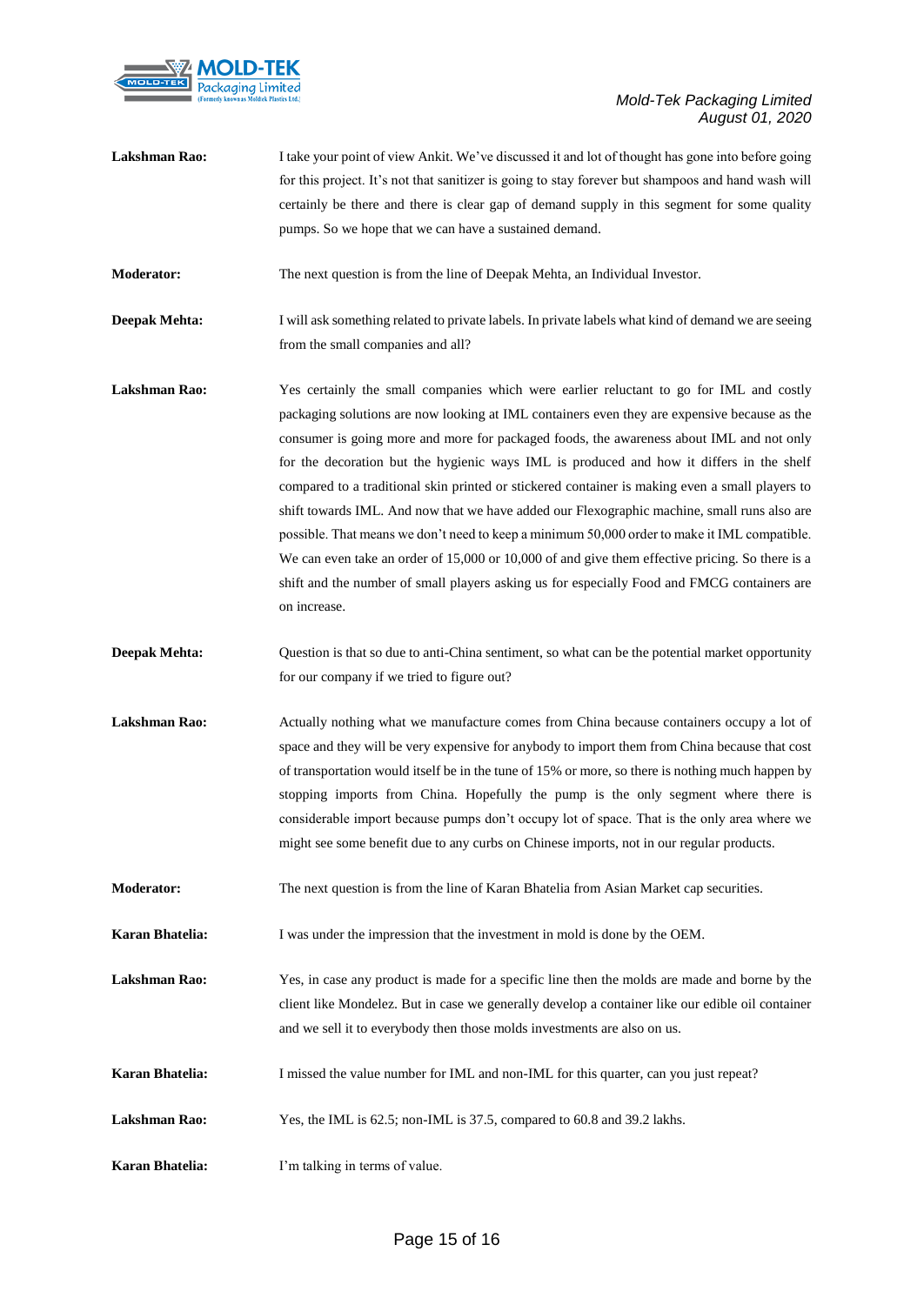**Lakshman Rao:** I take your point of view Ankit. We've discussed it and lot of thought has gone into before going for this project. It's not that sanitizer is going to stay forever but shampoos and hand wash will certainly be there and there is clear gap of demand supply in this segment for some quality pumps. So we hope that we can have a sustained demand.

**Moderator:** The next question is from the line of Deepak Mehta, an Individual Investor.

**Deepak Mehta:** I will ask something related to private labels. In private labels what kind of demand we are seeing from the small companies and all?

**Lakshman Rao:** Yes certainly the small companies which were earlier reluctant to go for IML and costly packaging solutions are now looking at IML containers even they are expensive because as the consumer is going more and more for packaged foods, the awareness about IML and not only for the decoration but the hygienic ways IML is produced and how it differs in the shelf compared to a traditional skin printed or stickered container is making even a small players to shift towards IML. And now that we have added our Flexographic machine, small runs also are possible. That means we don't need to keep a minimum 50,000 order to make it IML compatible. We can even take an order of 15,000 or 10,000 of and give them effective pricing. So there is a shift and the number of small players asking us for especially Food and FMCG containers are on increase.

**Deepak Mehta:** Question is that so due to anti-China sentiment, so what can be the potential market opportunity for our company if we tried to figure out?

**Lakshman Rao:** Actually nothing what we manufacture comes from China because containers occupy a lot of space and they will be very expensive for anybody to import them from China because that cost of transportation would itself be in the tune of 15% or more, so there is nothing much happen by stopping imports from China. Hopefully the pump is the only segment where there is considerable import because pumps don't occupy lot of space. That is the only area where we might see some benefit due to any curbs on Chinese imports, not in our regular products.

**Moderator:** The next question is from the line of Karan Bhatelia from Asian Market cap securities.

**Karan Bhatelia:** I was under the impression that the investment in mold is done by the OEM.

**Lakshman Rao:** Yes, in case any product is made for a specific line then the molds are made and borne by the client like Mondelez. But in case we generally develop a container like our edible oil container and we sell it to everybody then those molds investments are also on us.

**Karan Bhatelia:** I missed the value number for IML and non-IML for this quarter, can you just repeat?

**Lakshman Rao:** Yes, the IML is 62.5; non-IML is 37.5, compared to 60.8 and 39.2 lakhs.

**Karan Bhatelia:** I'm talking in terms of value.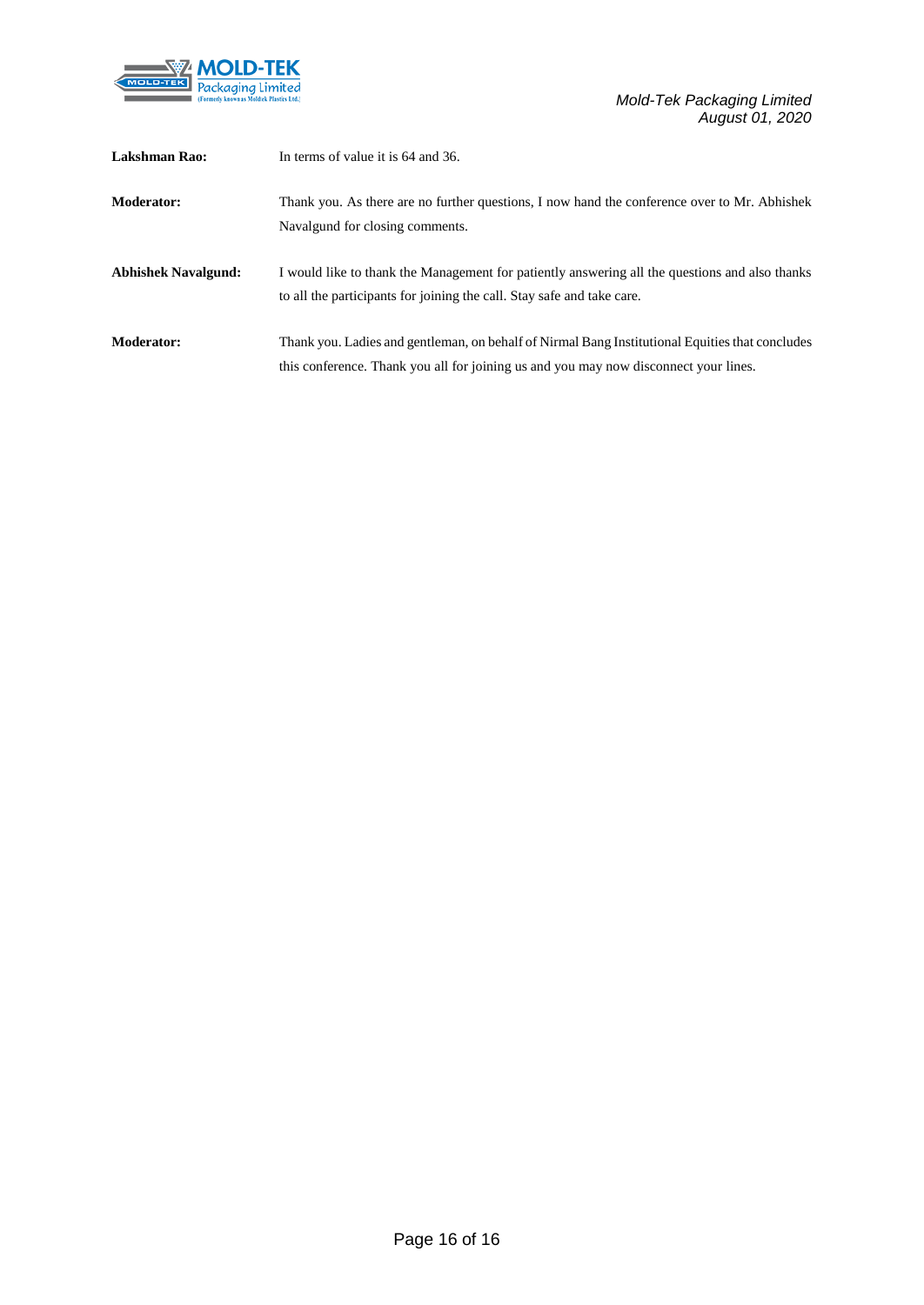**Lakshman Rao:** In terms of value it is 64 and 36.

**Moderator:** Thank you. As there are no further questions, I now hand the conference over to Mr. Abhishek Navalgund for closing comments.

**Abhishek Navalgund:** I would like to thank the Management for patiently answering all the questions and also thanks to all the participants for joining the call. Stay safe and take care.

**Moderator:** Thank you. Ladies and gentleman, on behalf of Nirmal Bang Institutional Equities that concludes this conference. Thank you all for joining us and you may now disconnect your lines.